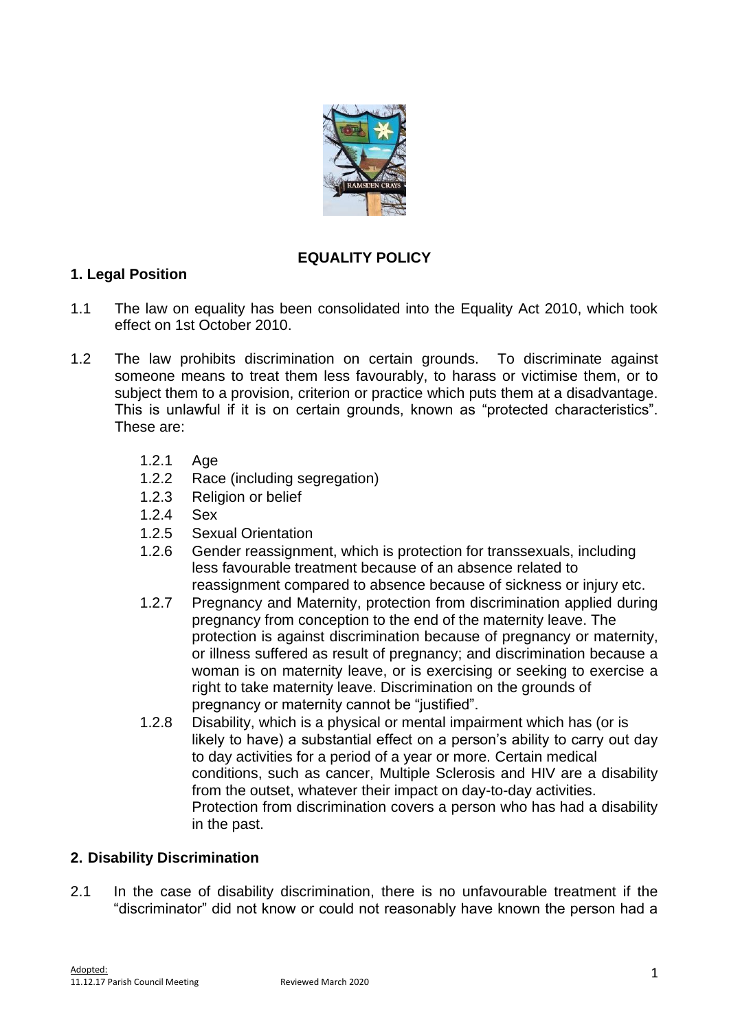# EQUALITY POLICY

## 1. Legal Position

1.1 The law on equality has been consolidated into the Equality Act 2010, which took effect on 1st October 2010.

1.2 The law prohibits discrimination on certain grounds. To discriminate against someone means to treat them less favourably, to harass or victimise them, or to subject them to a provision, criterion or practice which puts them at a disadvantage. This is unlawful if it is on certain grounds, known as "protected characteristics". These are:

- 1.2.1 Age
- 1.2.2 Race (including segregation)
- 1.2.3 Religion or belief
- 1.2.4 Sex
- 1.2.5 Sexual Orientation
- 1.2.6 Gender reassignment, which is protection for transsexuals, including less favourable treatment because of an absence related to reassignment compared to absence because of sickness or injury etc.
- 1.2.7 Pregnancy and Maternity, protection from discrimination applied during pregnancy from conception to the end of the maternity leave. The protection is against discrimination because of pregnancy or maternity, or illness suffered as result of pregnancy; and discrimination because a woman is on maternity leave, or is exercising or seeking to exercise a right to take maternity leave. Discrimination on the grounds of pregnancy or maternity cannot be "justified".
- 1.2.8 Disability, which is a physical or mental impairment which has (or is likely to have) a substantial effect on a person's ability to carry out day to day activities for a period of a year or more. Certain medical conditions, such as cancer, Multiple Sclerosis and HIV are a disability from the outset, whatever their impact on day-to-day activities. Protection from discrimination covers a person who has had a disability in the past.

## 2. Disability Discrimination

2.1 In the case of disability discrimination, there is no unfavourable treatment if the "discriminator" did not know or could not reasonably have known the person had a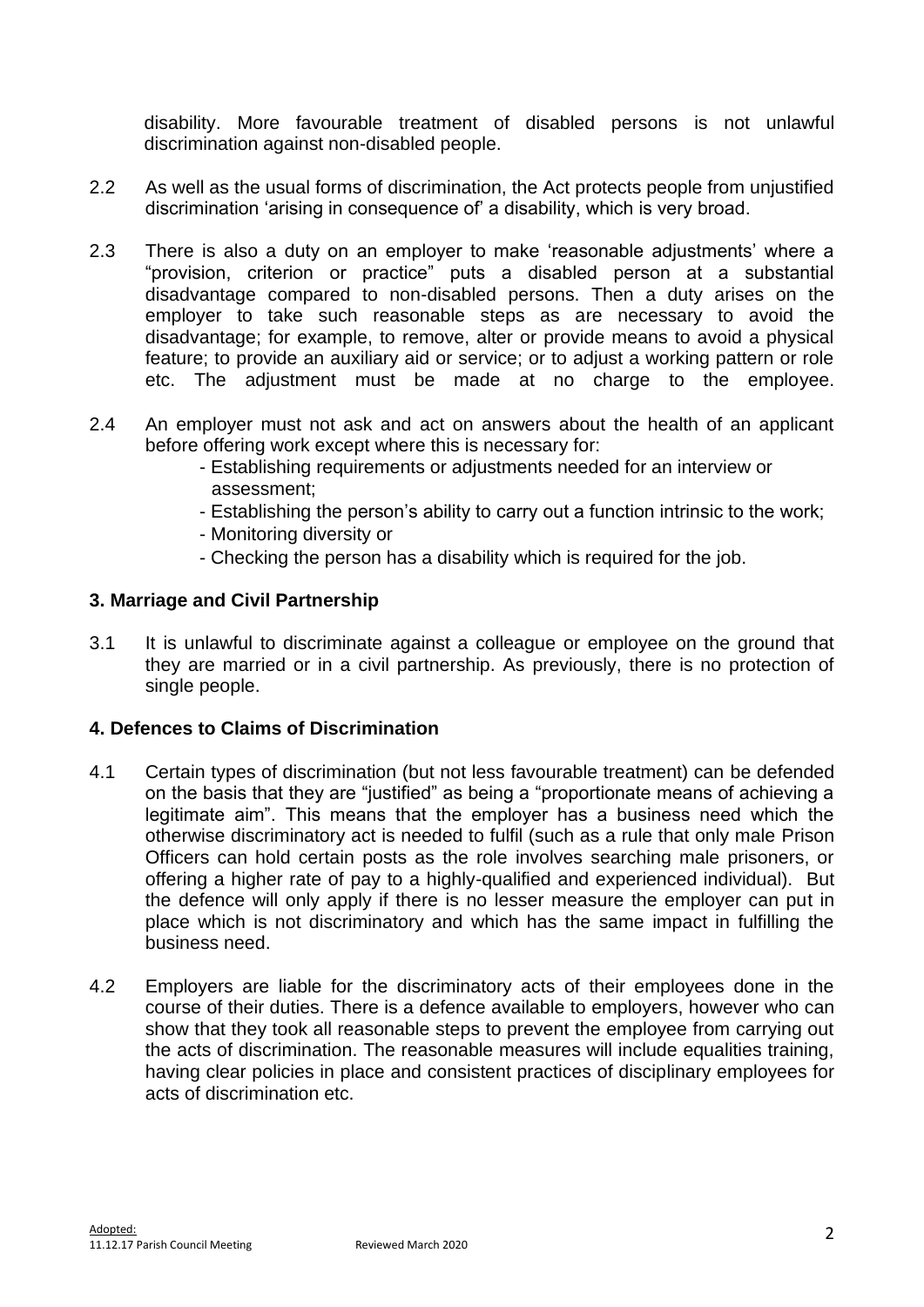disability. More favourable treatment of disabled persons is not unlawful discrimination against non-disabled people.

2.2 As well as the usual forms of discrimination, the Act protects people from unjustified discrimination 'arising in consequence of' a disability, which is very broad.

2.3 There is also a duty on an employer to make 'reasonable adjustments' where a "provision, criterion or practice" puts a disabled person at a substantial disadvantage compared to non-disabled persons. Then a duty arises on the employer to take such reasonable steps as are necessary to avoid the disadvantage; for example, to remove, alter or provide means to avoid a physical feature; to provide an auxiliary aid or service; or to adjust a working pattern or role etc. The adjustment must be made at no charge to the employee.

2.4 An employer must not ask and act on answers about the health of an applicant before offering work except where this is necessary for:

- Establishing requirements or adjustments needed for an interview or assessment;
- Establishing the person's ability to carry out a function intrinsic to the work;
- Monitoring diversity or
- Checking the person has a disability which is required for the job.

### 3. Marriage and Civil Partnership

3.1 It is unlawful to discriminate against a colleague or employee on the ground that they are married or in a civil partnership. As previously, there is no protection of single people.

### 4. Defences to Claims of Discrimination

4.1 Certain types of discrimination (but not less favourable treatment) can be defended on the basis that they are "justified" as being a "proportionate means of achieving a legitimate aim". This means that the employer has a business need which the otherwise discriminatory act is needed to fulfil (such as a rule that only male Prison Officers can hold certain posts as the role involves searching male prisoners, or offering a higher rate of pay to a highly-qualified and experienced individual). But the defence will only apply if there is no lesser measure the employer can put in place which is not discriminatory and which has the same impact in fulfilling the business need.

4.2 Employers are liable for the discriminatory acts of their employees done in the course of their duties. There is a defence available to employers, however who can show that they took all reasonable steps to prevent the employee from carrying out the acts of discrimination. The reasonable measures will include equalities training, having clear policies in place and consistent practices of disciplinary employees for acts of discrimination etc.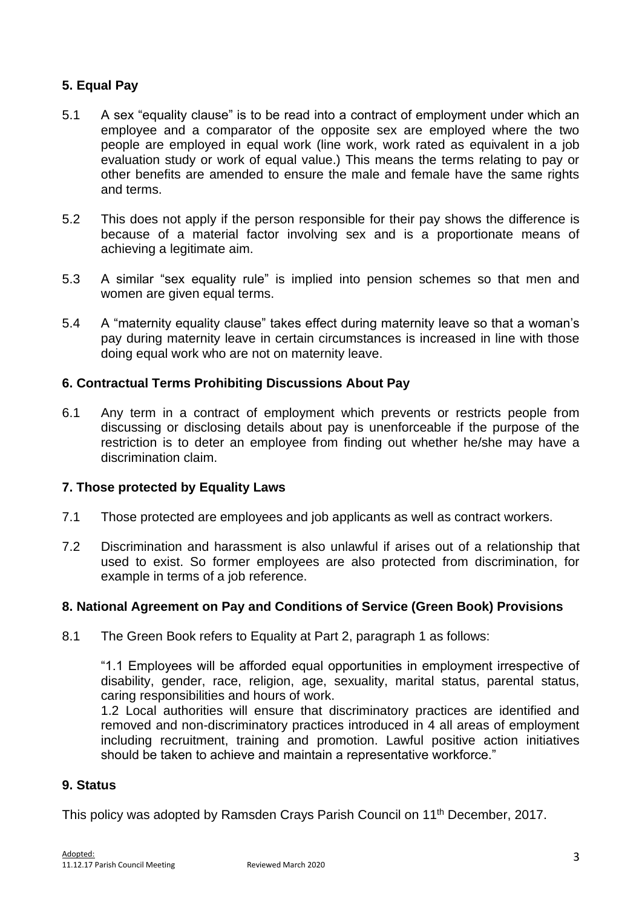## 5. Equal Pay

5.1 A sex "equality clause" is to be read into a contract of employment under which an employee and a comparator of the opposite sex are employed where the two people are employed in equal work (line work, work rated as equivalent in a job evaluation study or work of equal value.) This means the terms relating to pay or other benefits are amended to ensure the male and female have the same rights and terms.

5.2 This does not apply if the person responsible for their pay shows the difference is because of a material factor involving sex and is a proportionate means of achieving a legitimate aim.

5.3 A similar "sex equality rule" is implied into pension schemes so that men and women are given equal terms.

5.4 A "maternity equality clause" takes effect during maternity leave so that a woman's pay during maternity leave in certain circumstances is increased in line with those doing equal work who are not on maternity leave.

## 6. Contractual Terms Prohibiting Discussions About Pay

6.1 Any term in a contract of employment which prevents or restricts people from discussing or disclosing details about pay is unenforceable if the purpose of the restriction is to deter an employee from finding out whether he/she may have a discrimination claim.

## 7. Those protected by Equality Laws

7.1 Those protected are employees and job applicants as well as contract workers.

7.2 Discrimination and harassment is also unlawful if arises out of a relationship that used to exist. So former employees are also protected from discrimination, for example in terms of a job reference.

## 8. National Agreement on Pay and Conditions of Service (Green Book) Provisions

8.1 The Green Book refers to Equality at Part 2, paragraph 1 as follows:

"1.1 Employees will be afforded equal opportunities in employment irrespective of disability, gender, race, religion, age, sexuality, marital status, parental status, caring responsibilities and hours of work.
1.2 Local authorities will ensure that discriminatory practices are identified and removed and non-discriminatory practices introduced in 4 all areas of employment including recruitment, training and promotion. Lawful positive action initiatives should be taken to achieve and maintain a representative workforce."

## 9. Status

This policy was adopted by Ramsden Crays Parish Council on 11th December, 2017.

Adopted:
11.12.17 Parish Council Meeting Reviewed March 2020